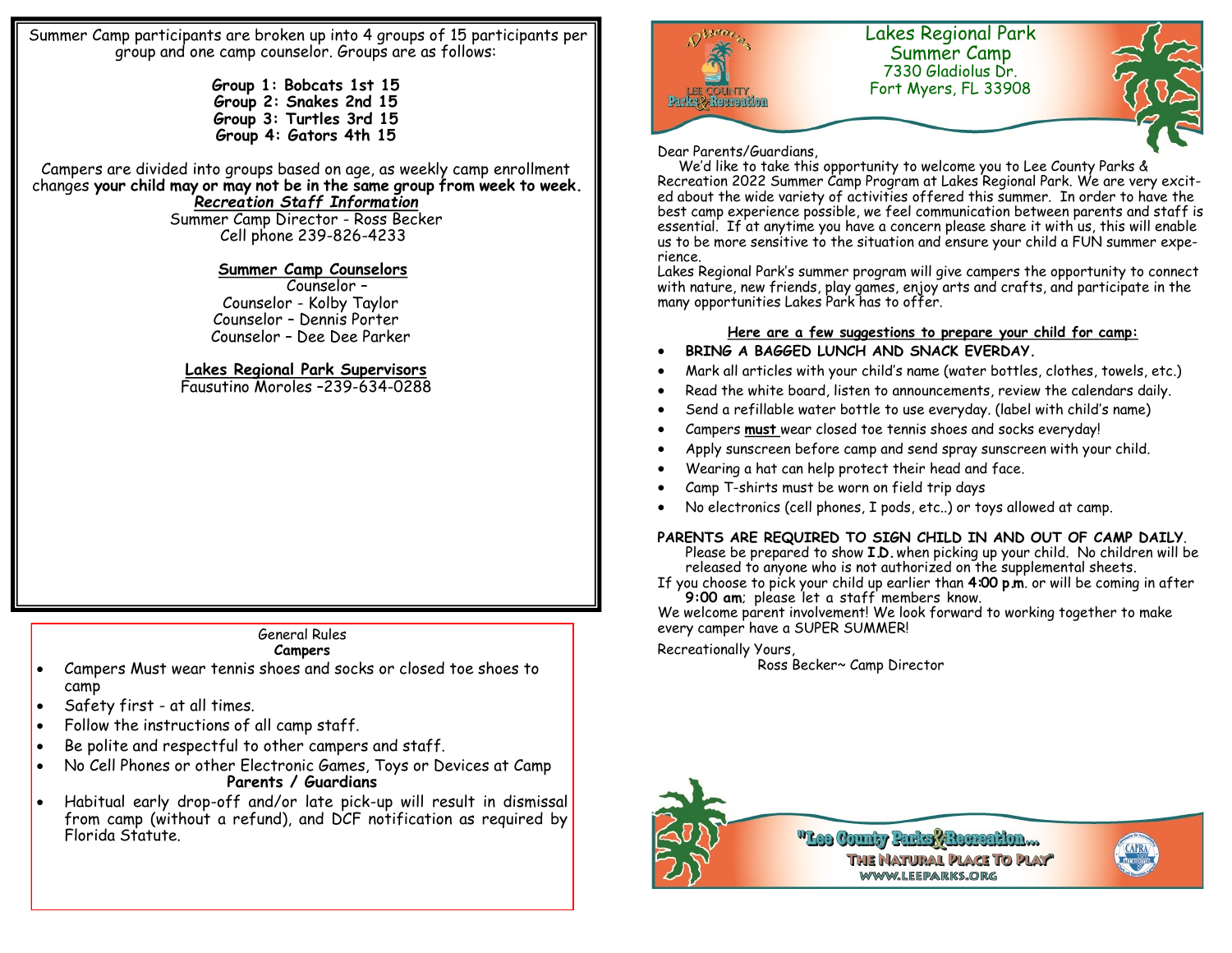Summer Camp participants are broken up into 4 groups of 15 participants per group and one camp counselor. Groups are as follows:

**Group 1: Bobcats 1st 15**
**Group 2: Snakes 2nd 15**
**Group 3: Turtles 3rd 15**
**Group 4: Gators 4th 15**

Campers are divided into groups based on age, as weekly camp enrollment changes **your child may or may not be in the same group from week to week.**

***Recreation Staff Information***

Summer Camp Director - Ross Becker
Cell phone 239-826-4233

**Summer Camp Counselors**

Counselor –
Counselor - Kolby Taylor
Counselor – Dennis Porter
Counselor – Dee Dee Parker

**Lakes Regional Park Supervisors**

Fausutino Moroles –239-634-0288

General Rules

**Campers**

- Campers Must wear tennis shoes and socks or closed toe shoes to camp
- Safety first - at all times.
- Follow the instructions of all camp staff.
- Be polite and respectful to other campers and staff.
- No Cell Phones or other Electronic Games, Toys or Devices at Camp

**Parents / Guardians**

- Habitual early drop-off and/or late pick-up will result in dismissal from camp (without a refund), and DCF notification as required by Florida Statute.

# Lakes Regional Park Summer Camp

7330 Gladiolus Dr.
Fort Myers, FL 33908

Dear Parents/Guardians,

We'd like to take this opportunity to welcome you to Lee County Parks & Recreation 2022 Summer Camp Program at Lakes Regional Park. We are very excited about the wide variety of activities offered this summer. In order to have the best camp experience possible, we feel communication between parents and staff is essential. If at anytime you have a concern please share it with us, this will enable us to be more sensitive to the situation and ensure your child a FUN summer experience.

Lakes Regional Park's summer program will give campers the opportunity to connect with nature, new friends, play games, enjoy arts and crafts, and participate in the many opportunities Lakes Park has to offer.

**Here are a few suggestions to prepare your child for camp:**

- **BRING A BAGGED LUNCH AND SNACK EVERDAY.**
- Mark all articles with your child's name (water bottles, clothes, towels, etc.)
- Read the white board, listen to announcements, review the calendars daily.
- Send a refillable water bottle to use everyday. (label with child's name)
- Campers **must** wear closed toe tennis shoes and socks everyday!
- Apply sunscreen before camp and send spray sunscreen with your child.
- Wearing a hat can help protect their head and face.
- Camp T-shirts must be worn on field trip days
- No electronics (cell phones, I pods, etc..) or toys allowed at camp.

**PARENTS ARE REQUIRED TO SIGN CHILD IN AND OUT OF CAMP DAILY.** Please be prepared to show **I.D.** when picking up your child. No children will be released to anyone who is not authorized on the supplemental sheets.

If you choose to pick your child up earlier than **4:00 p.m**. or will be coming in after **9:00 am**; please let a staff members know.

We welcome parent involvement! We look forward to working together to make every camper have a SUPER SUMMER!

Recreationally Yours,

Ross Becker~ Camp Director

"Lee County Parks & Recreation... The Natural Place To Play"
WWW.LEEPARKS.ORG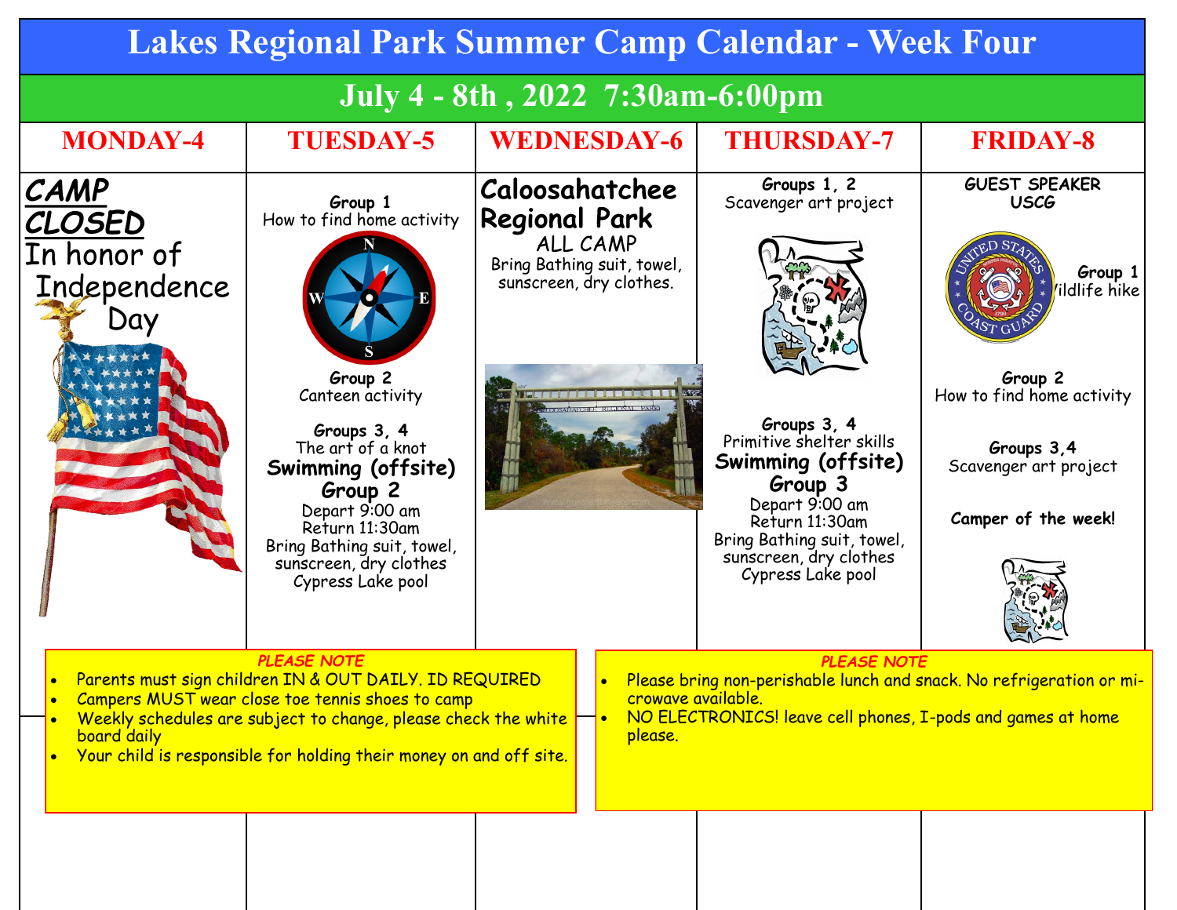# Lakes Regional Park Summer Camp Calendar - Week Four

## July 4 - 8th , 2022 7:30am-6:00pm

| MONDAY-4 | TUESDAY-5 | WEDNESDAY-6 | THURSDAY-7 | FRIDAY-8 |
|---|---|---|---|---|
| ***CAMP CLOSED*** In honor of Independence Day | **Group 1** How to find home activity<br><br>**Group 2** Canteen activity<br><br>**Groups 3, 4** The art of a knot<br><br>**Swimming (offsite) Group 2**<br>Depart 9:00 am<br>Return 11:30am<br>Bring Bathing suit, towel, sunscreen, dry clothes<br>Cypress Lake pool | **Caloosahatchee Regional Park**<br>ALL CAMP<br>Bring Bathing suit, towel, sunscreen, dry clothes. | **Groups 1, 2** Scavenger art project<br><br>**Groups 3, 4** Primitive shelter skills<br><br>**Swimming (offsite) Group 3**<br>Depart 9:00 am<br>Return 11:30am<br>Bring Bathing suit, towel, sunscreen, dry clothes<br>Cypress Lake pool | **GUEST SPEAKER USCG**<br><br>**Group 1** Wildlife hike<br><br>**Group 2** How to find home activity<br><br>**Groups 3,4** Scavenger art project<br><br>**Camper of the week!** |

***PLEASE NOTE***

- Parents must sign children IN & OUT DAILY. ID REQUIRED
- Campers MUST wear close toe tennis shoes to camp
- Weekly schedules are subject to change, please check the white board daily
- Your child is responsible for holding their money on and off site.

***PLEASE NOTE***

- Please bring non-perishable lunch and snack. No refrigeration or microwave available.
- NO ELECTRONICS! leave cell phones, I-pods and games at home please.